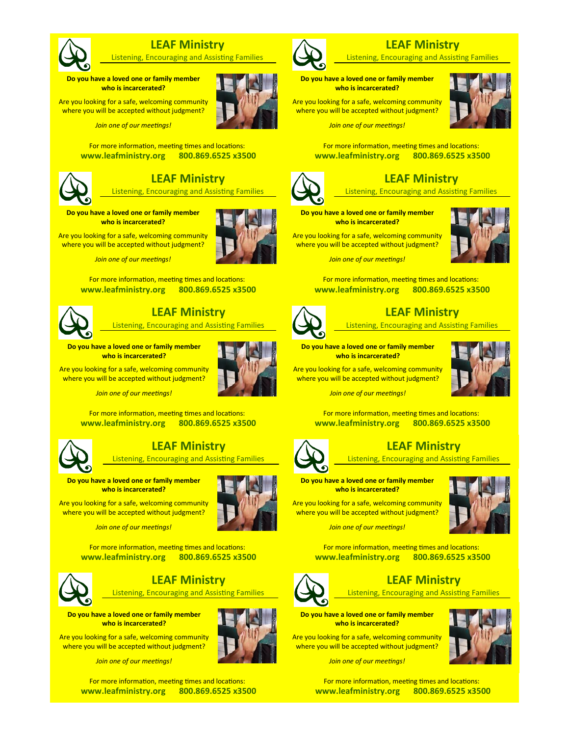## LEAF Ministry

Listening, Encouraging and Assisting Families

**Do you have a loved one or family member who is incarcerated?**

Are you looking for a safe, welcoming community where you will be accepted without judgment?

*Join one of our meetings!*

For more information, meeting times and locations:
**www.leafministry.org 800.869.6525 x3500**

## LEAF Ministry

Listening, Encouraging and Assisting Families

**Do you have a loved one or family member who is incarcerated?**

Are you looking for a safe, welcoming community where you will be accepted without judgment?

*Join one of our meetings!*

For more information, meeting times and locations:
**www.leafministry.org 800.869.6525 x3500**

## LEAF Ministry

Listening, Encouraging and Assisting Families

**Do you have a loved one or family member who is incarcerated?**

Are you looking for a safe, welcoming community where you will be accepted without judgment?

*Join one of our meetings!*

For more information, meeting times and locations:
**www.leafministry.org 800.869.6525 x3500**

## LEAF Ministry

Listening, Encouraging and Assisting Families

**Do you have a loved one or family member who is incarcerated?**

Are you looking for a safe, welcoming community where you will be accepted without judgment?

*Join one of our meetings!*

For more information, meeting times and locations:
**www.leafministry.org 800.869.6525 x3500**

## LEAF Ministry

Listening, Encouraging and Assisting Families

**Do you have a loved one or family member who is incarcerated?**

Are you looking for a safe, welcoming community where you will be accepted without judgment?

*Join one of our meetings!*

For more information, meeting times and locations:
**www.leafministry.org 800.869.6525 x3500**

## LEAF Ministry

Listening, Encouraging and Assisting Families

**Do you have a loved one or family member who is incarcerated?**

Are you looking for a safe, welcoming community where you will be accepted without judgment?

*Join one of our meetings!*

For more information, meeting times and locations:
**www.leafministry.org 800.869.6525 x3500**

## LEAF Ministry

Listening, Encouraging and Assisting Families

**Do you have a loved one or family member who is incarcerated?**

Are you looking for a safe, welcoming community where you will be accepted without judgment?

*Join one of our meetings!*

For more information, meeting times and locations:
**www.leafministry.org 800.869.6525 x3500**

## LEAF Ministry

Listening, Encouraging and Assisting Families

**Do you have a loved one or family member who is incarcerated?**

Are you looking for a safe, welcoming community where you will be accepted without judgment?

*Join one of our meetings!*

For more information, meeting times and locations:
**www.leafministry.org 800.869.6525 x3500**

## LEAF Ministry

Listening, Encouraging and Assisting Families

**Do you have a loved one or family member who is incarcerated?**

Are you looking for a safe, welcoming community where you will be accepted without judgment?

*Join one of our meetings!*

For more information, meeting times and locations:
**www.leafministry.org 800.869.6525 x3500**

## LEAF Ministry

Listening, Encouraging and Assisting Families

**Do you have a loved one or family member who is incarcerated?**

Are you looking for a safe, welcoming community where you will be accepted without judgment?

*Join one of our meetings!*

For more information, meeting times and locations:
**www.leafministry.org 800.869.6525 x3500**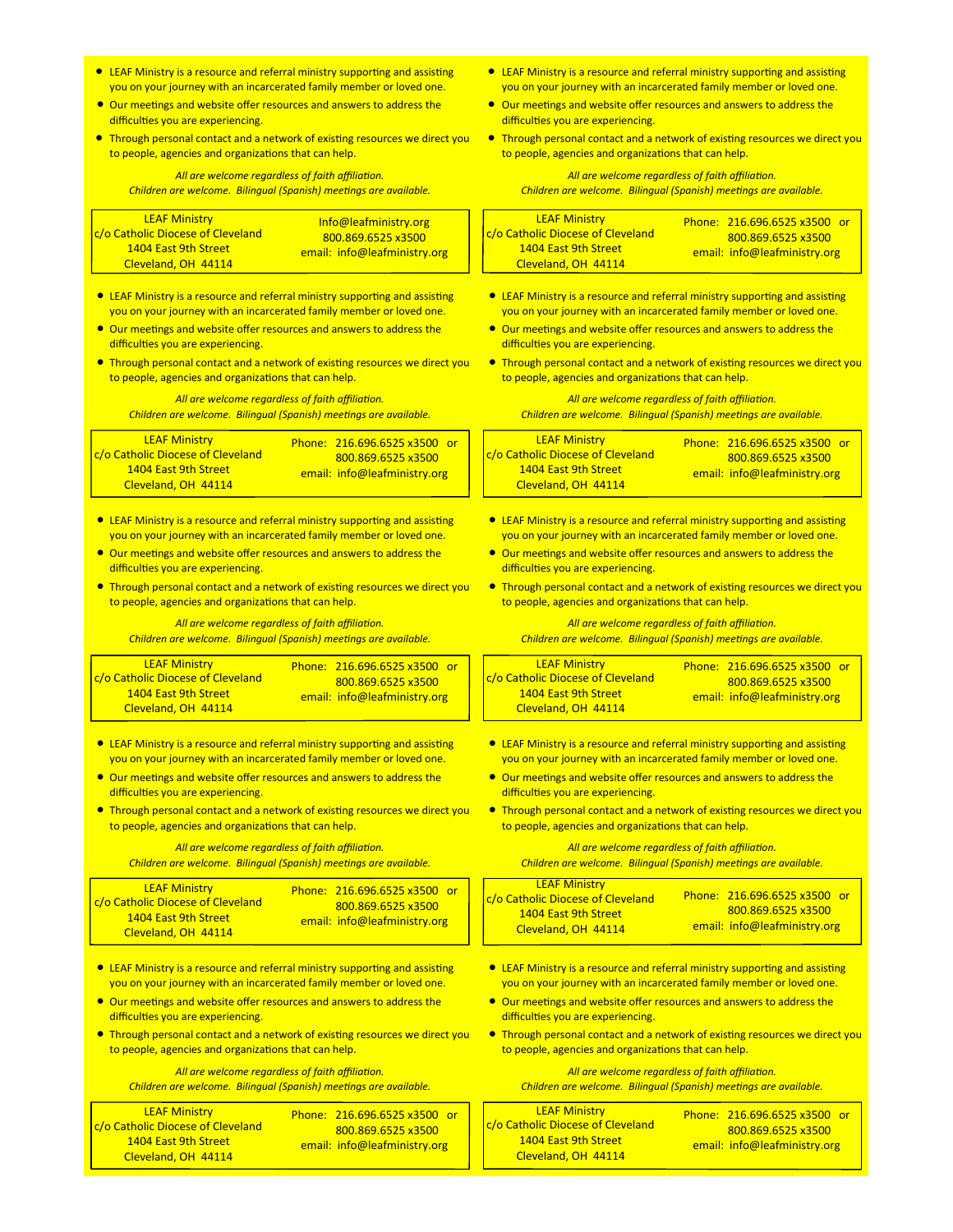- LEAF Ministry is a resource and referral ministry supporting and assisting you on your journey with an incarcerated family member or loved one.
- Our meetings and website offer resources and answers to address the difficulties you are experiencing.
- Through personal contact and a network of existing resources we direct you to people, agencies and organizations that can help.

*All are welcome regardless of faith affiliation.*
*Children are welcome. Bilingual (Spanish) meetings are available.*

| | |
|---|---|
| LEAF Ministry<br>c/o Catholic Diocese of Cleveland<br>1404 East 9th Street<br>Cleveland, OH 44114 | Info@leafministry.org<br>800.869.6525 x3500<br>email: info@leafministry.org |

- LEAF Ministry is a resource and referral ministry supporting and assisting you on your journey with an incarcerated family member or loved one.
- Our meetings and website offer resources and answers to address the difficulties you are experiencing.
- Through personal contact and a network of existing resources we direct you to people, agencies and organizations that can help.

*All are welcome regardless of faith affiliation.*
*Children are welcome. Bilingual (Spanish) meetings are available.*

| | |
|---|---|
| LEAF Ministry<br>c/o Catholic Diocese of Cleveland<br>1404 East 9th Street<br>Cleveland, OH 44114 | Phone: 216.696.6525 x3500 or<br>800.869.6525 x3500<br>email: info@leafministry.org |

- LEAF Ministry is a resource and referral ministry supporting and assisting you on your journey with an incarcerated family member or loved one.
- Our meetings and website offer resources and answers to address the difficulties you are experiencing.
- Through personal contact and a network of existing resources we direct you to people, agencies and organizations that can help.

*All are welcome regardless of faith affiliation.*
*Children are welcome. Bilingual (Spanish) meetings are available.*

| | |
|---|---|
| LEAF Ministry<br>c/o Catholic Diocese of Cleveland<br>1404 East 9th Street<br>Cleveland, OH 44114 | Phone: 216.696.6525 x3500 or<br>800.869.6525 x3500<br>email: info@leafministry.org |

- LEAF Ministry is a resource and referral ministry supporting and assisting you on your journey with an incarcerated family member or loved one.
- Our meetings and website offer resources and answers to address the difficulties you are experiencing.
- Through personal contact and a network of existing resources we direct you to people, agencies and organizations that can help.

*All are welcome regardless of faith affiliation.*
*Children are welcome. Bilingual (Spanish) meetings are available.*

| | |
|---|---|
| LEAF Ministry<br>c/o Catholic Diocese of Cleveland<br>1404 East 9th Street<br>Cleveland, OH 44114 | Phone: 216.696.6525 x3500 or<br>800.869.6525 x3500<br>email: info@leafministry.org |

- LEAF Ministry is a resource and referral ministry supporting and assisting you on your journey with an incarcerated family member or loved one.
- Our meetings and website offer resources and answers to address the difficulties you are experiencing.
- Through personal contact and a network of existing resources we direct you to people, agencies and organizations that can help.

*All are welcome regardless of faith affiliation.*
*Children are welcome. Bilingual (Spanish) meetings are available.*

| | |
|---|---|
| LEAF Ministry<br>c/o Catholic Diocese of Cleveland<br>1404 East 9th Street<br>Cleveland, OH 44114 | Phone: 216.696.6525 x3500 or<br>800.869.6525 x3500<br>email: info@leafministry.org |

- LEAF Ministry is a resource and referral ministry supporting and assisting you on your journey with an incarcerated family member or loved one.
- Our meetings and website offer resources and answers to address the difficulties you are experiencing.
- Through personal contact and a network of existing resources we direct you to people, agencies and organizations that can help.

*All are welcome regardless of faith affiliation.*
*Children are welcome. Bilingual (Spanish) meetings are available.*

| | |
|---|---|
| LEAF Ministry<br>c/o Catholic Diocese of Cleveland<br>1404 East 9th Street<br>Cleveland, OH 44114 | Phone: 216.696.6525 x3500 or<br>800.869.6525 x3500<br>email: info@leafministry.org |

- LEAF Ministry is a resource and referral ministry supporting and assisting you on your journey with an incarcerated family member or loved one.
- Our meetings and website offer resources and answers to address the difficulties you are experiencing.
- Through personal contact and a network of existing resources we direct you to people, agencies and organizations that can help.

*All are welcome regardless of faith affiliation.*
*Children are welcome. Bilingual (Spanish) meetings are available.*

| | |
|---|---|
| LEAF Ministry<br>c/o Catholic Diocese of Cleveland<br>1404 East 9th Street<br>Cleveland, OH 44114 | Phone: 216.696.6525 x3500 or<br>800.869.6525 x3500<br>email: info@leafministry.org |

- LEAF Ministry is a resource and referral ministry supporting and assisting you on your journey with an incarcerated family member or loved one.
- Our meetings and website offer resources and answers to address the difficulties you are experiencing.
- Through personal contact and a network of existing resources we direct you to people, agencies and organizations that can help.

*All are welcome regardless of faith affiliation.*
*Children are welcome. Bilingual (Spanish) meetings are available.*

| | |
|---|---|
| LEAF Ministry<br>c/o Catholic Diocese of Cleveland<br>1404 East 9th Street<br>Cleveland, OH 44114 | Phone: 216.696.6525 x3500 or<br>800.869.6525 x3500<br>email: info@leafministry.org |

- LEAF Ministry is a resource and referral ministry supporting and assisting you on your journey with an incarcerated family member or loved one.
- Our meetings and website offer resources and answers to address the difficulties you are experiencing.
- Through personal contact and a network of existing resources we direct you to people, agencies and organizations that can help.

*All are welcome regardless of faith affiliation.*
*Children are welcome. Bilingual (Spanish) meetings are available.*

| | |
|---|---|
| LEAF Ministry<br>c/o Catholic Diocese of Cleveland<br>1404 East 9th Street<br>Cleveland, OH 44114 | Phone: 216.696.6525 x3500 or<br>800.869.6525 x3500<br>email: info@leafministry.org |

- LEAF Ministry is a resource and referral ministry supporting and assisting you on your journey with an incarcerated family member or loved one.
- Our meetings and website offer resources and answers to address the difficulties you are experiencing.
- Through personal contact and a network of existing resources we direct you to people, agencies and organizations that can help.

*All are welcome regardless of faith affiliation.*
*Children are welcome. Bilingual (Spanish) meetings are available.*

| | |
|---|---|
| LEAF Ministry<br>c/o Catholic Diocese of Cleveland<br>1404 East 9th Street<br>Cleveland, OH 44114 | Phone: 216.696.6525 x3500 or<br>800.869.6525 x3500<br>email: info@leafministry.org |